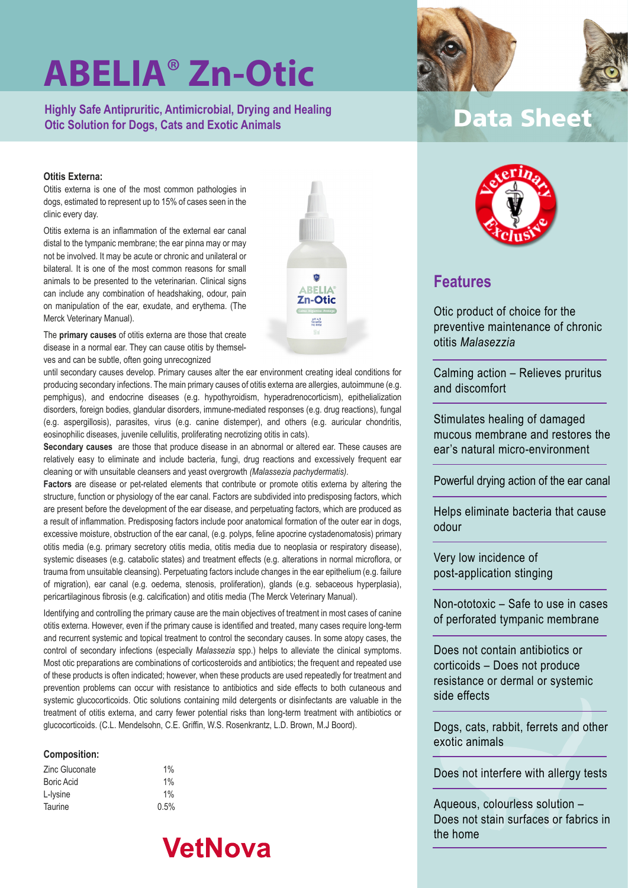# ABELIA® Zn-Otic

**Highly Safe Antipruritic, Antimicrobial, Drying and Healing Otic Solution for Dogs, Cats and Exotic Animals**

## Data Sheet

**Otitis Externa:**

Otitis externa is one of the most common pathologies in dogs, estimated to represent up to 15% of cases seen in the clinic every day.

Otitis externa is an inflammation of the external ear canal distal to the tympanic membrane; the ear pinna may or may not be involved. It may be acute or chronic and unilateral or bilateral. It is one of the most common reasons for small animals to be presented to the veterinarian. Clinical signs can include any combination of headshaking, odour, pain on manipulation of the ear, exudate, and erythema. (The Merck Veterinary Manual).

The **primary causes** of otitis externa are those that create disease in a normal ear. They can cause otitis by themselves and can be subtle, often going unrecognized until secondary causes develop. Primary causes alter the ear environment creating ideal conditions for producing secondary infections. The main primary causes of otitis externa are allergies, autoimmune (e.g. pemphigus), and endocrine diseases (e.g. hypothyroidism, hyperadrenocorticism), epithelialization disorders, foreign bodies, glandular disorders, immune-mediated responses (e.g. drug reactions), fungal (e.g. aspergillosis), parasites, virus (e.g. canine distemper), and others (e.g. auricular chondritis, eosinophilic diseases, juvenile cellulitis, proliferating necrotizing otitis in cats).

**Secondary causes** are those that produce disease in an abnormal or altered ear. These causes are relatively easy to eliminate and include bacteria, fungi, drug reactions and excessively frequent ear cleaning or with unsuitable cleansers and yeast overgrowth *(Malassezia pachydermatis)*.

**Factors** are disease or pet-related elements that contribute or promote otitis externa by altering the structure, function or physiology of the ear canal. Factors are subdivided into predisposing factors, which are present before the development of the ear disease, and perpetuating factors, which are produced as a result of inflammation. Predisposing factors include poor anatomical formation of the outer ear in dogs, excessive moisture, obstruction of the ear canal, (e.g. polyps, feline apocrine cystadenomatosis) primary otitis media (e.g. primary secretory otitis media, otitis media due to neoplasia or respiratory disease), systemic diseases (e.g. catabolic states) and treatment effects (e.g. alterations in normal microflora, or trauma from unsuitable cleansing). Perpetuating factors include changes in the ear epithelium (e.g. failure of migration), ear canal (e.g. oedema, stenosis, proliferation), glands (e.g. sebaceous hyperplasia), pericartilaginous fibrosis (e.g. calcification) and otitis media (The Merck Veterinary Manual).

Identifying and controlling the primary cause are the main objectives of treatment in most cases of canine otitis externa. However, even if the primary cause is identified and treated, many cases require long-term and recurrent systemic and topical treatment to control the secondary causes. In some atopy cases, the control of secondary infections (especially *Malassezia* spp.) helps to alleviate the clinical symptoms. Most otic preparations are combinations of corticosteroids and antibiotics; the frequent and repeated use of these products is often indicated; however, when these products are used repeatedly for treatment and prevention problems can occur with resistance to antibiotics and side effects to both cutaneous and systemic glucocorticoids. Otic solutions containing mild detergents or disinfectants are valuable in the treatment of otitis externa, and carry fewer potential risks than long-term treatment with antibiotics or glucocorticoids. (C.L. Mendelsohn, C.E. Griffin, W.S. Rosenkrantz, L.D. Brown, M.J Boord).

**Composition:**

| | |
|---|---|
| Zinc Gluconate | 1% |
| Boric Acid | 1% |
| L-lysine | 1% |
| Taurine | 0.5% |

VetNova

## Features

- Otic product of choice for the preventive maintenance of chronic otitis *Malassezia*
- Calming action – Relieves pruritus and discomfort
- Stimulates healing of damaged mucous membrane and restores the ear's natural micro-environment
- Powerful drying action of the ear canal
- Helps eliminate bacteria that cause odour
- Very low incidence of post-application stinging
- Non-ototoxic – Safe to use in cases of perforated tympanic membrane
- Does not contain antibiotics or corticoids – Does not produce resistance or dermal or systemic side effects
- Dogs, cats, rabbit, ferrets and other exotic animals
- Does not interfere with allergy tests
- Aqueous, colourless solution – Does not stain surfaces or fabrics in the home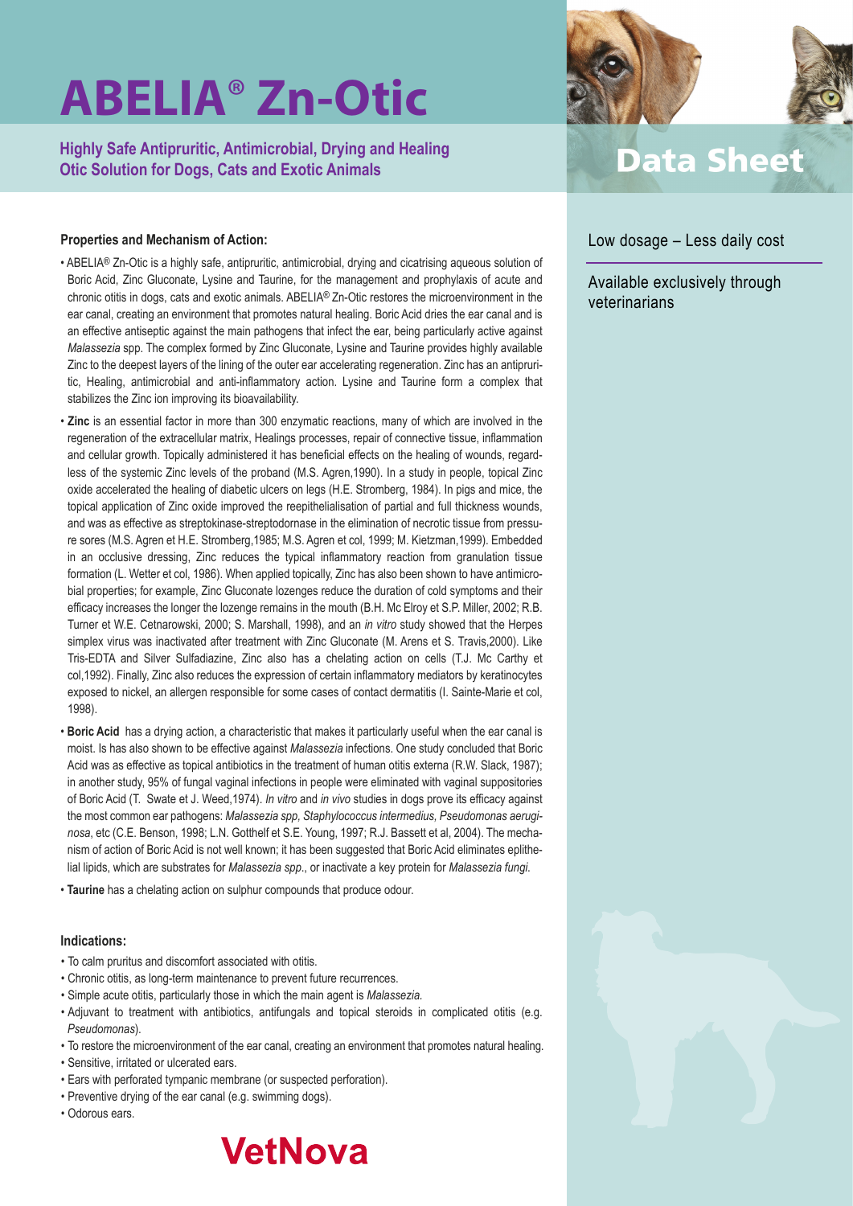# ABELIA® Zn-Otic

**Highly Safe Antipruritic, Antimicrobial, Drying and Healing Otic Solution for Dogs, Cats and Exotic Animals**

## Data Sheet

Low dosage – Less daily cost

Available exclusively through veterinarians

### Properties and Mechanism of Action:

- ABELIA® Zn-Otic is a highly safe, antipruritic, antimicrobial, drying and cicatrising aqueous solution of Boric Acid, Zinc Gluconate, Lysine and Taurine, for the management and prophylaxis of acute and chronic otitis in dogs, cats and exotic animals. ABELIA® Zn-Otic restores the microenvironment in the ear canal, creating an environment that promotes natural healing. Boric Acid dries the ear canal and is an effective antiseptic against the main pathogens that infect the ear, being particularly active against *Malassezia* spp. The complex formed by Zinc Gluconate, Lysine and Taurine provides highly available Zinc to the deepest layers of the lining of the outer ear accelerating regeneration. Zinc has an antipruritic, Healing, antimicrobial and anti-inflammatory action. Lysine and Taurine form a complex that stabilizes the Zinc ion improving its bioavailability.
- **Zinc** is an essential factor in more than 300 enzymatic reactions, many of which are involved in the regeneration of the extracellular matrix, Healings processes, repair of connective tissue, inflammation and cellular growth. Topically administered it has beneficial effects on the healing of wounds, regardless of the systemic Zinc levels of the proband (M.S. Agren,1990). In a study in people, topical Zinc oxide accelerated the healing of diabetic ulcers on legs (H.E. Stromberg, 1984). In pigs and mice, the topical application of Zinc oxide improved the reepithelialisation of partial and full thickness wounds, and was as effective as streptokinase-streptodornase in the elimination of necrotic tissue from pressure sores (M.S. Agren et H.E. Stromberg,1985; M.S. Agren et col, 1999; M. Kietzman,1999). Embedded in an occlusive dressing, Zinc reduces the typical inflammatory reaction from granulation tissue formation (L. Wetter et col, 1986). When applied topically, Zinc has also been shown to have antimicrobial properties; for example, Zinc Gluconate lozenges reduce the duration of cold symptoms and their efficacy increases the longer the lozenge remains in the mouth (B.H. Mc Elroy et S.P. Miller, 2002; R.B. Turner et W.E. Cetnarowski, 2000; S. Marshall, 1998), and an *in vitro* study showed that the Herpes simplex virus was inactivated after treatment with Zinc Gluconate (M. Arens et S. Travis,2000). Like Tris-EDTA and Silver Sulfadiazine, Zinc also has a chelating action on cells (T.J. Mc Carthy et col,1992). Finally, Zinc also reduces the expression of certain inflammatory mediators by keratinocytes exposed to nickel, an allergen responsible for some cases of contact dermatitis (I. Sainte-Marie et col, 1998).
- **Boric Acid** has a drying action, a characteristic that makes it particularly useful when the ear canal is moist. Is has also shown to be effective against *Malassezia* infections. One study concluded that Boric Acid was as effective as topical antibiotics in the treatment of human otitis externa (R.W. Slack, 1987); in another study, 95% of fungal vaginal infections in people were eliminated with vaginal suppositories of Boric Acid (T. Swate et J. Weed,1974). *In vitro* and *in vivo* studies in dogs prove its efficacy against the most common ear pathogens: *Malassezia spp, Staphylococcus intermedius, Pseudomonas aeruginosa*, etc (C.E. Benson, 1998; L.N. Gotthelf et S.E. Young, 1997; R.J. Bassett et al, 2004). The mechanism of action of Boric Acid is not well known; it has been suggested that Boric Acid eliminates eplithelial lipids, which are substrates for *Malassezia spp*., or inactivate a key protein for *Malassezia fungi*.
- **Taurine** has a chelating action on sulphur compounds that produce odour.

### Indications:

- To calm pruritus and discomfort associated with otitis.
- Chronic otitis, as long-term maintenance to prevent future recurrences.
- Simple acute otitis, particularly those in which the main agent is *Malassezia*.
- Adjuvant to treatment with antibiotics, antifungals and topical steroids in complicated otitis (e.g. *Pseudomonas*).
- To restore the microenvironment of the ear canal, creating an environment that promotes natural healing.
- Sensitive, irritated or ulcerated ears.
- Ears with perforated tympanic membrane (or suspected perforation).
- Preventive drying of the ear canal (e.g. swimming dogs).
- Odorous ears.

VetNova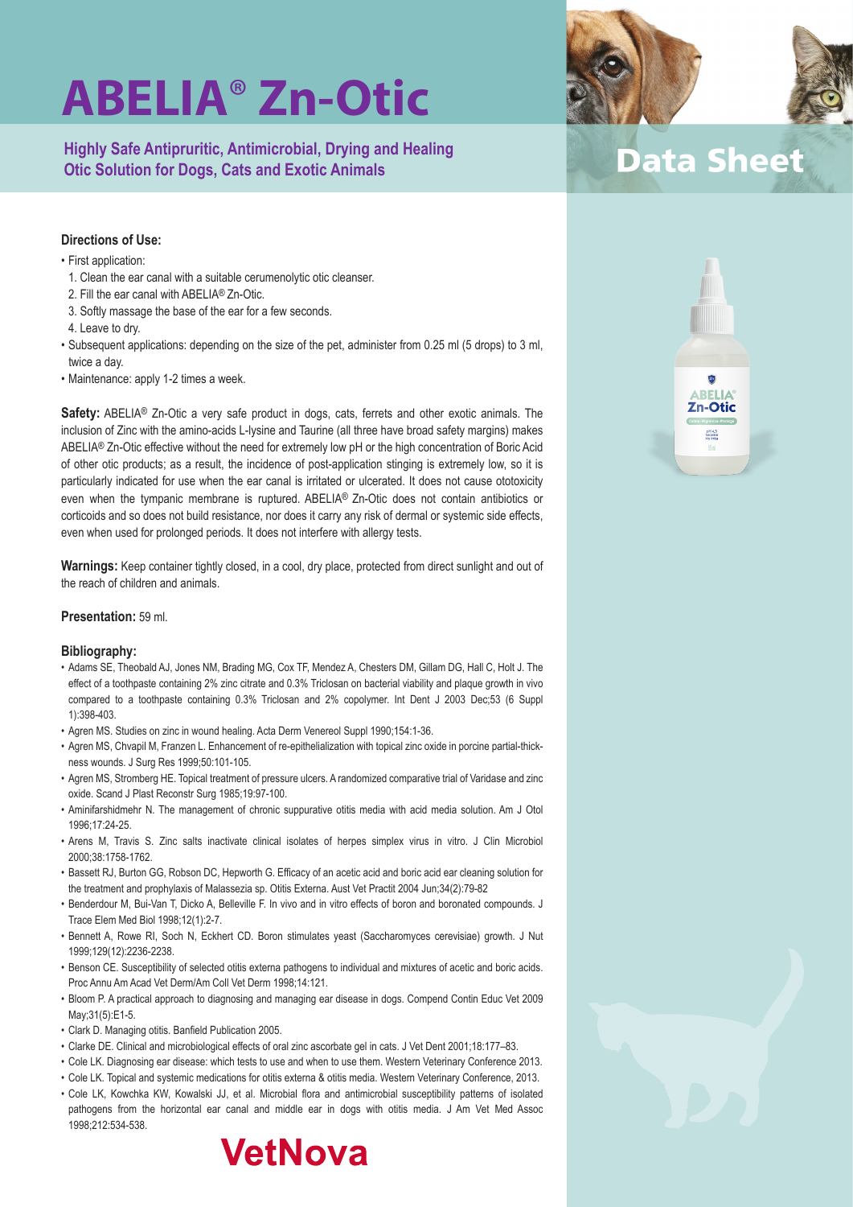# ABELIA® Zn-Otic

**Highly Safe Antipruritic, Antimicrobial, Drying and Healing Otic Solution for Dogs, Cats and Exotic Animals**

## Data Sheet

**Directions of Use:**

- First application:
  1. Clean the ear canal with a suitable cerumenolytic otic cleanser.
  2. Fill the ear canal with ABELIA® Zn-Otic.
  3. Softly massage the base of the ear for a few seconds.
  4. Leave to dry.
- Subsequent applications: depending on the size of the pet, administer from 0.25 ml (5 drops) to 3 ml, twice a day.
- Maintenance: apply 1-2 times a week.

**Safety:** ABELIA® Zn-Otic a very safe product in dogs, cats, ferrets and other exotic animals. The inclusion of Zinc with the amino-acids L-lysine and Taurine (all three have broad safety margins) makes ABELIA® Zn-Otic effective without the need for extremely low pH or the high concentration of Boric Acid of other otic products; as a result, the incidence of post-application stinging is extremely low, so it is particularly indicated for use when the ear canal is irritated or ulcerated. It does not cause ototoxicity even when the tympanic membrane is ruptured. ABELIA® Zn-Otic does not contain antibiotics or corticoids and so does not build resistance, nor does it carry any risk of dermal or systemic side effects, even when used for prolonged periods. It does not interfere with allergy tests.

**Warnings:** Keep container tightly closed, in a cool, dry place, protected from direct sunlight and out of the reach of children and animals.

**Presentation:** 59 ml.

**Bibliography:**

- Adams SE, Theobald AJ, Jones NM, Brading MG, Cox TF, Mendez A, Chesters DM, Gillam DG, Hall C, Holt J. The effect of a toothpaste containing 2% zinc citrate and 0.3% Triclosan on bacterial viability and plaque growth in vivo compared to a toothpaste containing 0.3% Triclosan and 2% copolymer. Int Dent J 2003 Dec;53 (6 Suppl 1):398-403.
- Agren MS. Studies on zinc in wound healing. Acta Derm Venereol Suppl 1990;154:1-36.
- Agren MS, Chvapil M, Franzen L. Enhancement of re-epithelialization with topical zinc oxide in porcine partial-thickness wounds. J Surg Res 1999;50:101-105.
- Agren MS, Stromberg HE. Topical treatment of pressure ulcers. A randomized comparative trial of Varidase and zinc oxide. Scand J Plast Reconstr Surg 1985;19:97-100.
- Aminifarshidmehr N. The management of chronic suppurative otitis media with acid media solution. Am J Otol 1996;17:24-25.
- Arens M, Travis S. Zinc salts inactivate clinical isolates of herpes simplex virus in vitro. J Clin Microbiol 2000;38:1758-1762.
- Bassett RJ, Burton GG, Robson DC, Hepworth G. Efficacy of an acetic acid and boric acid ear cleaning solution for the treatment and prophylaxis of Malassezia sp. Otitis Externa. Aust Vet Practit 2004 Jun;34(2):79-82
- Benderdour M, Bui-Van T, Dicko A, Belleville F. In vivo and in vitro effects of boron and boronated compounds. J Trace Elem Med Biol 1998;12(1):2-7.
- Bennett A, Rowe RI, Soch N, Eckhert CD. Boron stimulates yeast (Saccharomyces cerevisiae) growth. J Nut 1999;129(12):2236-2238.
- Benson CE. Susceptibility of selected otitis externa pathogens to individual and mixtures of acetic and boric acids. Proc Annu Am Acad Vet Derm/Am Coll Vet Derm 1998;14:121.
- Bloom P. A practical approach to diagnosing and managing ear disease in dogs. Compend Contin Educ Vet 2009 May;31(5):E1-5.
- Clark D. Managing otitis. Banfield Publication 2005.
- Clarke DE. Clinical and microbiological effects of oral zinc ascorbate gel in cats. J Vet Dent 2001;18:177–83.
- Cole LK. Diagnosing ear disease: which tests to use and when to use them. Western Veterinary Conference 2013.
- Cole LK. Topical and systemic medications for otitis externa & otitis media. Western Veterinary Conference, 2013.
- Cole LK, Kowchka KW, Kowalski JJ, et al. Microbial flora and antimicrobial susceptibility patterns of isolated pathogens from the horizontal ear canal and middle ear in dogs with otitis media. J Am Vet Med Assoc 1998;212:534-538.

VetNova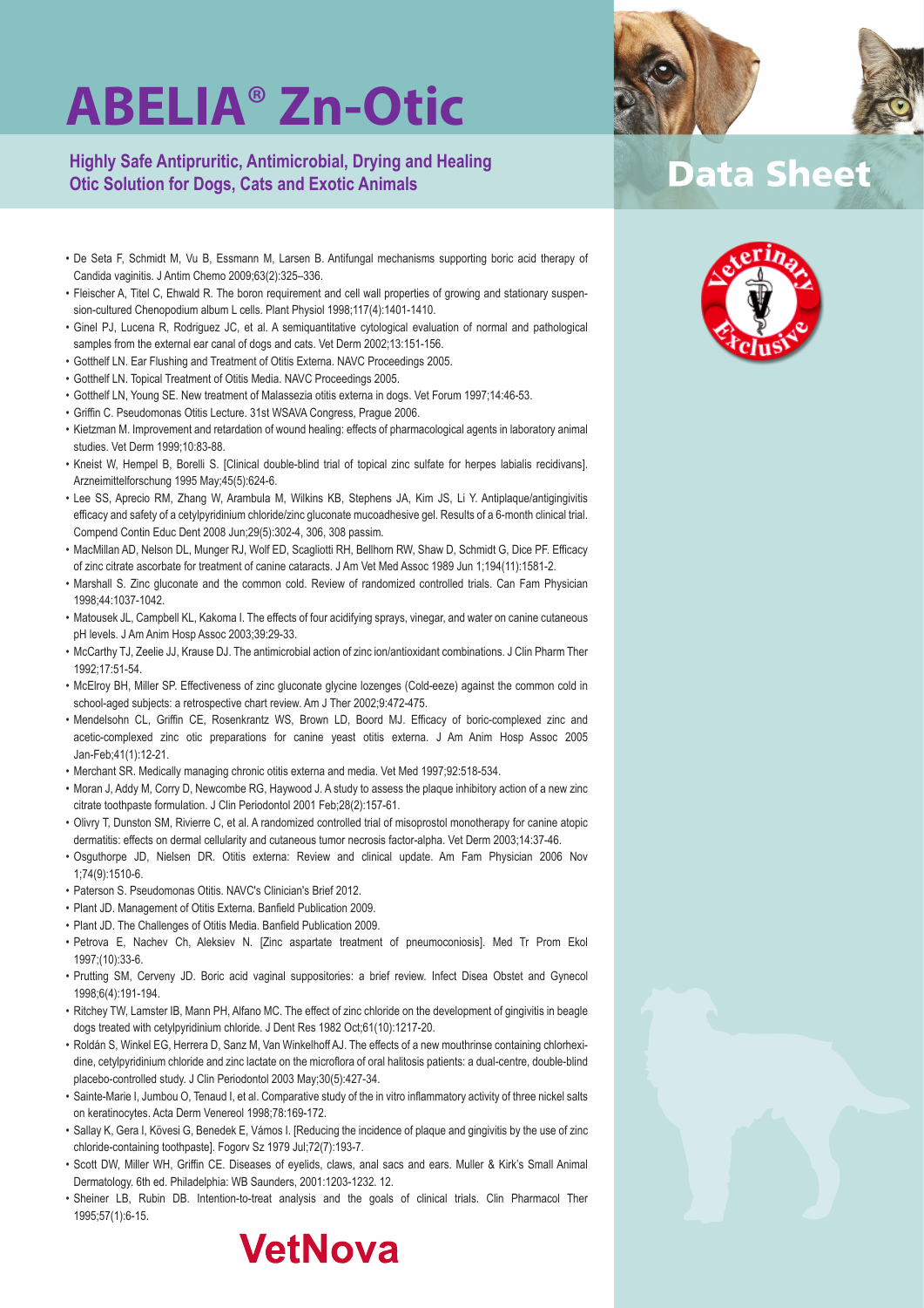# ABELIA® Zn-Otic

**Highly Safe Antipruritic, Antimicrobial, Drying and Healing Otic Solution for Dogs, Cats and Exotic Animals**

## Data Sheet

- De Seta F, Schmidt M, Vu B, Essmann M, Larsen B. Antifungal mechanisms supporting boric acid therapy of Candida vaginitis. J Antim Chemo 2009;63(2):325–336.
- Fleischer A, Titel C, Ehwald R. The boron requirement and cell wall properties of growing and stationary suspension-cultured Chenopodium album L cells. Plant Physiol 1998;117(4):1401-1410.
- Ginel PJ, Lucena R, Rodriguez JC, et al. A semiquantitative cytological evaluation of normal and pathological samples from the external ear canal of dogs and cats. Vet Derm 2002;13:151-156.
- Gotthelf LN. Ear Flushing and Treatment of Otitis Externa. NAVC Proceedings 2005.
- Gotthelf LN. Topical Treatment of Otitis Media. NAVC Proceedings 2005.
- Gotthelf LN, Young SE. New treatment of Malassezia otitis externa in dogs. Vet Forum 1997;14:46-53.
- Griffin C. Pseudomonas Otitis Lecture. 31st WSAVA Congress, Prague 2006.
- Kietzman M. Improvement and retardation of wound healing: effects of pharmacological agents in laboratory animal studies. Vet Derm 1999;10:83-88.
- Kneist W, Hempel B, Borelli S. [Clinical double-blind trial of topical zinc sulfate for herpes labialis recidivans]. Arzneimittelforschung 1995 May;45(5):624-6.
- Lee SS, Aprecio RM, Zhang W, Arambula M, Wilkins KB, Stephens JA, Kim JS, Li Y. Antiplaque/antigingivitis efficacy and safety of a cetylpyridinium chloride/zinc gluconate mucoadhesive gel. Results of a 6-month clinical trial. Compend Contin Educ Dent 2008 Jun;29(5):302-4, 306, 308 passim.
- MacMillan AD, Nelson DL, Munger RJ, Wolf ED, Scagliotti RH, Bellhorn RW, Shaw D, Schmidt G, Dice PF. Efficacy of zinc citrate ascorbate for treatment of canine cataracts. J Am Vet Med Assoc 1989 Jun 1;194(11):1581-2.
- Marshall S. Zinc gluconate and the common cold. Review of randomized controlled trials. Can Fam Physician 1998;44:1037-1042.
- Matousek JL, Campbell KL, Kakoma I. The effects of four acidifying sprays, vinegar, and water on canine cutaneous pH levels. J Am Anim Hosp Assoc 2003;39:29-33.
- McCarthy TJ, Zeelie JJ, Krause DJ. The antimicrobial action of zinc ion/antioxidant combinations. J Clin Pharm Ther 1992;17:51-54.
- McElroy BH, Miller SP. Effectiveness of zinc gluconate glycine lozenges (Cold-eeze) against the common cold in school-aged subjects: a retrospective chart review. Am J Ther 2002;9:472-475.
- Mendelsohn CL, Griffin CE, Rosenkrantz WS, Brown LD, Boord MJ. Efficacy of boric-complexed zinc and acetic-complexed zinc otic preparations for canine yeast otitis externa. J Am Anim Hosp Assoc 2005 Jan-Feb;41(1):12-21.
- Merchant SR. Medically managing chronic otitis externa and media. Vet Med 1997;92:518-534.
- Moran J, Addy M, Corry D, Newcombe RG, Haywood J. A study to assess the plaque inhibitory action of a new zinc citrate toothpaste formulation. J Clin Periodontol 2001 Feb;28(2):157-61.
- Olivry T, Dunston SM, Rivierre C, et al. A randomized controlled trial of misoprostol monotherapy for canine atopic dermatitis: effects on dermal cellularity and cutaneous tumor necrosis factor-alpha. Vet Derm 2003;14:37-46.
- Osguthorpe JD, Nielsen DR. Otitis externa: Review and clinical update. Am Fam Physician 2006 Nov 1;74(9):1510-6.
- Paterson S. Pseudomonas Otitis. NAVC's Clinician's Brief 2012.
- Plant JD. Management of Otitis Externa. Banfield Publication 2009.
- Plant JD. The Challenges of Otitis Media. Banfield Publication 2009.
- Petrova E, Nachev Ch, Aleksiev N. [Zinc aspartate treatment of pneumoconiosis]. Med Tr Prom Ekol 1997;(10):33-6.
- Prutting SM, Cerveny JD. Boric acid vaginal suppositories: a brief review. Infect Disea Obstet and Gynecol 1998;6(4):191-194.
- Ritchey TW, Lamster IB, Mann PH, Alfano MC. The effect of zinc chloride on the development of gingivitis in beagle dogs treated with cetylpyridinium chloride. J Dent Res 1982 Oct;61(10):1217-20.
- Roldán S, Winkel EG, Herrera D, Sanz M, Van Winkelhoff AJ. The effects of a new mouthrinse containing chlorhexidine, cetylpyridinium chloride and zinc lactate on the microflora of oral halitosis patients: a dual-centre, double-blind placebo-controlled study. J Clin Periodontol 2003 May;30(5):427-34.
- Sainte-Marie I, Jumbou O, Tenaud I, et al. Comparative study of the in vitro inflammatory activity of three nickel salts on keratinocytes. Acta Derm Venereol 1998;78:169-172.
- Sallay K, Gera I, Kövesi G, Benedek E, Vámos I. [Reducing the incidence of plaque and gingivitis by the use of zinc chloride-containing toothpaste]. Fogorv Sz 1979 Jul;72(7):193-7.
- Scott DW, Miller WH, Griffin CE. Diseases of eyelids, claws, anal sacs and ears. Muller & Kirk's Small Animal Dermatology. 6th ed. Philadelphia: WB Saunders, 2001:1203-1232. 12.
- Sheiner LB, Rubin DB. Intention-to-treat analysis and the goals of clinical trials. Clin Pharmacol Ther 1995;57(1):6-15.

VetNova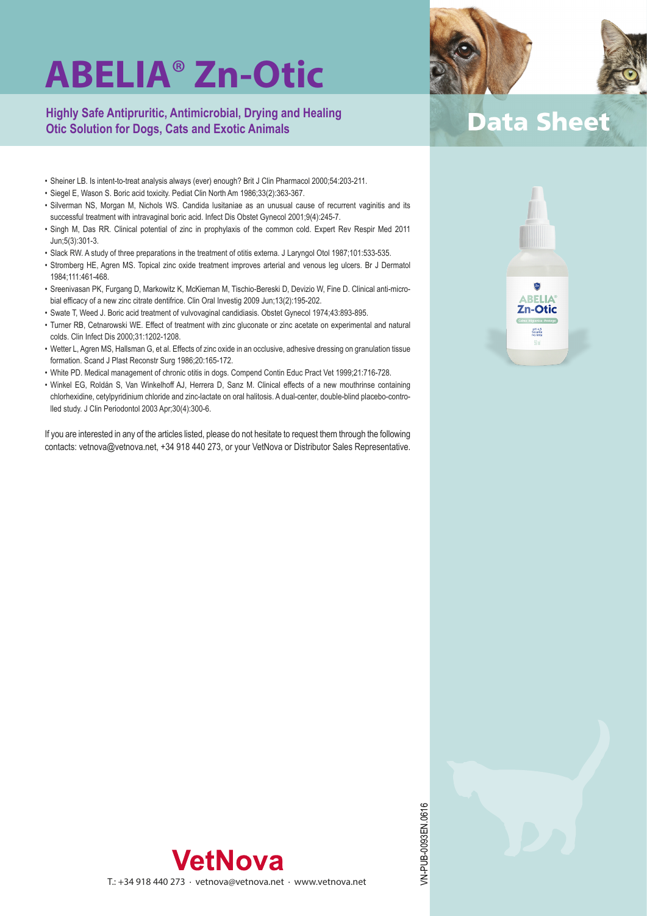# ABELIA® Zn-Otic

**Highly Safe Antipruritic, Antimicrobial, Drying and Healing Otic Solution for Dogs, Cats and Exotic Animals**

## Data Sheet

- Sheiner LB. Is intent-to-treat analysis always (ever) enough? Brit J Clin Pharmacol 2000;54:203-211.
- Siegel E, Wason S. Boric acid toxicity. Pediat Clin North Am 1986;33(2):363-367.
- Silverman NS, Morgan M, Nichols WS. Candida lusitaniae as an unusual cause of recurrent vaginitis and its successful treatment with intravaginal boric acid. Infect Dis Obstet Gynecol 2001;9(4):245-7.
- Singh M, Das RR. Clinical potential of zinc in prophylaxis of the common cold. Expert Rev Respir Med 2011 Jun;5(3):301-3.
- Slack RW. A study of three preparations in the treatment of otitis externa. J Laryngol Otol 1987;101:533-535.
- Stromberg HE, Agren MS. Topical zinc oxide treatment improves arterial and venous leg ulcers. Br J Dermatol 1984;111:461-468.
- Sreenivasan PK, Furgang D, Markowitz K, McKiernan M, Tischio-Bereski D, Devizio W, Fine D. Clinical anti-microbial efficacy of a new zinc citrate dentifrice. Clin Oral Investig 2009 Jun;13(2):195-202.
- Swate T, Weed J. Boric acid treatment of vulvovaginal candidiasis. Obstet Gynecol 1974;43:893-895.
- Turner RB, Cetnarowski WE. Effect of treatment with zinc gluconate or zinc acetate on experimental and natural colds. Clin Infect Dis 2000;31:1202-1208.
- Wetter L, Agren MS, Hallsman G, et al. Effects of zinc oxide in an occlusive, adhesive dressing on granulation tissue formation. Scand J Plast Reconstr Surg 1986;20:165-172.
- White PD. Medical management of chronic otitis in dogs. Compend Contin Educ Pract Vet 1999;21:716-728.
- Winkel EG, Roldán S, Van Winkelhoff AJ, Herrera D, Sanz M. Clinical effects of a new mouthrinse containing chlorhexidine, cetylpyridinium chloride and zinc-lactate on oral halitosis. A dual-center, double-blind placebo-controlled study. J Clin Periodontol 2003 Apr;30(4):300-6.

If you are interested in any of the articles listed, please do not hesitate to request them through the following contacts: vetnova@vetnova.net, +34 918 440 273, or your VetNova or Distributor Sales Representative.

**VetNova**

T.: +34 918 440 273 · vetnova@vetnova.net · www.vetnova.net

VN-PUB-0093EN.0616